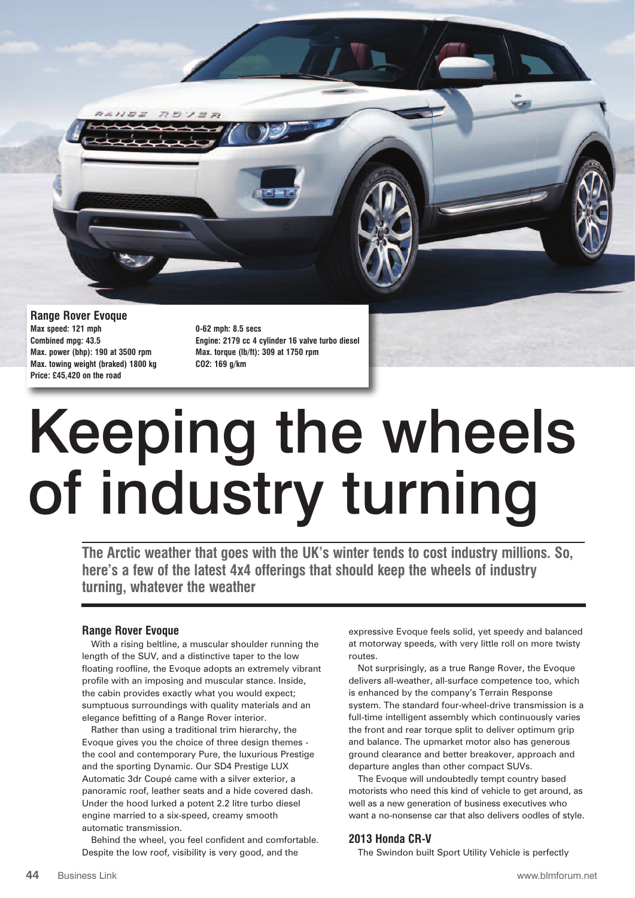**Range Rover Evoque**

Max speed: 121 mph
Combined mpg: 43.5
Max. power (bhp): 190 at 3500 rpm
Max. towing weight (braked) 1800 kg
Price: £45,420 on the road
0-62 mph: 8.5 secs
Engine: 2179 cc 4 cylinder 16 valve turbo diesel
Max. torque (lb/ft): 309 at 1750 rpm
CO2: 169 g/km

# Keeping the wheels of industry turning

**The Arctic weather that goes with the UK's winter tends to cost industry millions. So, here's a few of the latest 4x4 offerings that should keep the wheels of industry turning, whatever the weather**

### Range Rover Evoque

With a rising beltline, a muscular shoulder running the length of the SUV, and a distinctive taper to the low floating roofline, the Evoque adopts an extremely vibrant profile with an imposing and muscular stance. Inside, the cabin provides exactly what you would expect; sumptuous surroundings with quality materials and an elegance befitting of a Range Rover interior.

Rather than using a traditional trim hierarchy, the Evoque gives you the choice of three design themes - the cool and contemporary Pure, the luxurious Prestige and the sporting Dynamic. Our SD4 Prestige LUX Automatic 3dr Coupé came with a silver exterior, a panoramic roof, leather seats and a hide covered dash. Under the hood lurked a potent 2.2 litre turbo diesel engine married to a six-speed, creamy smooth automatic transmission.

Behind the wheel, you feel confident and comfortable. Despite the low roof, visibility is very good, and the expressive Evoque feels solid, yet speedy and balanced at motorway speeds, with very little roll on more twisty routes.

Not surprisingly, as a true Range Rover, the Evoque delivers all-weather, all-surface competence too, which is enhanced by the company's Terrain Response system. The standard four-wheel-drive transmission is a full-time intelligent assembly which continuously varies the front and rear torque split to deliver optimum grip and balance. The upmarket motor also has generous ground clearance and better breakover, approach and departure angles than other compact SUVs.

The Evoque will undoubtedly tempt country based motorists who need this kind of vehicle to get around, as well as a new generation of business executives who want a no-nonsense car that also delivers oodles of style.

### 2013 Honda CR-V

The Swindon built Sport Utility Vehicle is perfectly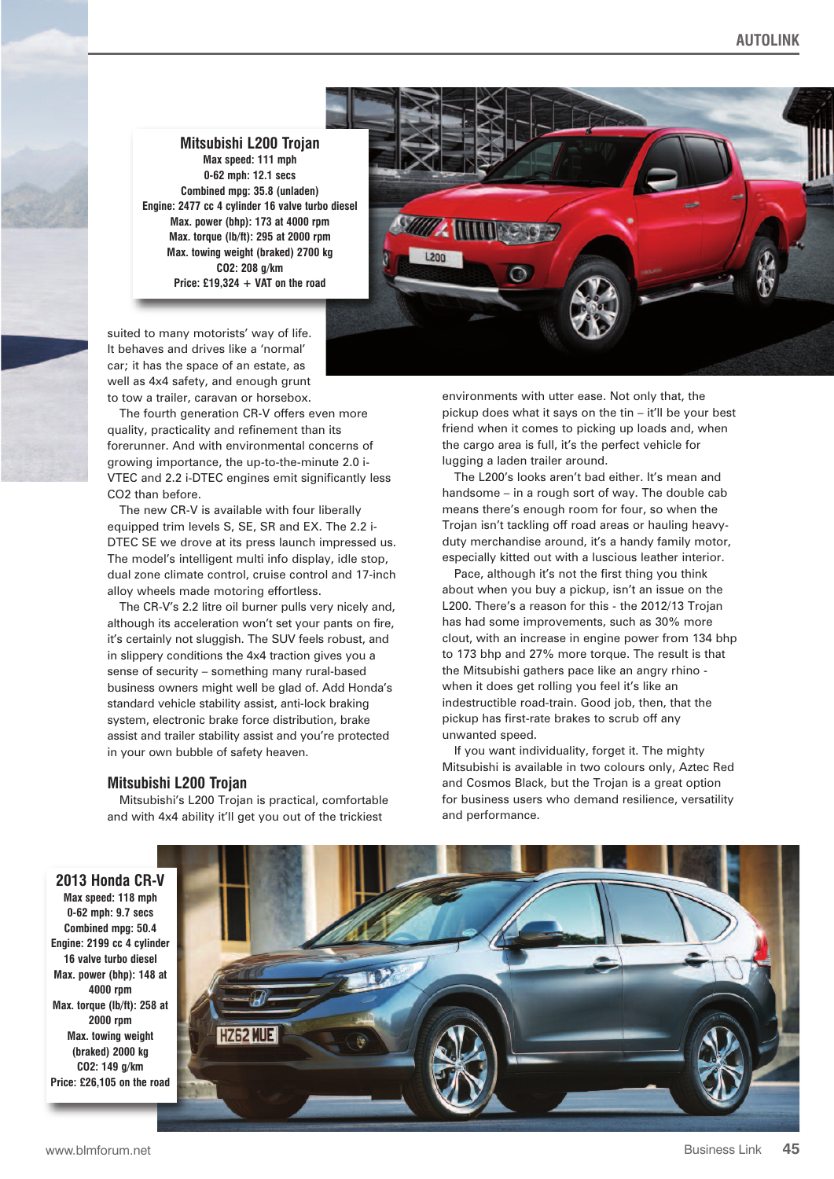**Mitsubishi L200 Trojan**
Max speed: 111 mph
0-62 mph: 12.1 secs
Combined mpg: 35.8 (unladen)
Engine: 2477 cc 4 cylinder 16 valve turbo diesel
Max. power (bhp): 173 at 4000 rpm
Max. torque (lb/ft): 295 at 2000 rpm
Max. towing weight (braked) 2700 kg
CO2: 208 g/km
Price: £19,324 + VAT on the road

suited to many motorists' way of life. It behaves and drives like a 'normal' car; it has the space of an estate, as well as 4x4 safety, and enough grunt to tow a trailer, caravan or horsebox.

The fourth generation CR-V offers even more quality, practicality and refinement than its forerunner. And with environmental concerns of growing importance, the up-to-the-minute 2.0 i-VTEC and 2.2 i-DTEC engines emit significantly less CO2 than before.

The new CR-V is available with four liberally equipped trim levels S, SE, SR and EX. The 2.2 i-DTEC SE we drove at its press launch impressed us. The model's intelligent multi info display, idle stop, dual zone climate control, cruise control and 17-inch alloy wheels made motoring effortless.

The CR-V's 2.2 litre oil burner pulls very nicely and, although its acceleration won't set your pants on fire, it's certainly not sluggish. The SUV feels robust, and in slippery conditions the 4x4 traction gives you a sense of security – something many rural-based business owners might well be glad of. Add Honda's standard vehicle stability assist, anti-lock braking system, electronic brake force distribution, brake assist and trailer stability assist and you're protected in your own bubble of safety heaven.

## Mitsubishi L200 Trojan

Mitsubishi's L200 Trojan is practical, comfortable and with 4x4 ability it'll get you out of the trickiest environments with utter ease. Not only that, the pickup does what it says on the tin – it'll be your best friend when it comes to picking up loads and, when the cargo area is full, it's the perfect vehicle for lugging a laden trailer around.

The L200's looks aren't bad either. It's mean and handsome – in a rough sort of way. The double cab means there's enough room for four, so when the Trojan isn't tackling off road areas or hauling heavy-duty merchandise around, it's a handy family motor, especially kitted out with a luscious leather interior.

Pace, although it's not the first thing you think about when you buy a pickup, isn't an issue on the L200. There's a reason for this - the 2012/13 Trojan has had some improvements, such as 30% more clout, with an increase in engine power from 134 bhp to 173 bhp and 27% more torque. The result is that the Mitsubishi gathers pace like an angry rhino - when it does get rolling you feel it's like an indestructible road-train. Good job, then, that the pickup has first-rate brakes to scrub off any unwanted speed.

If you want individuality, forget it. The mighty Mitsubishi is available in two colours only, Aztec Red and Cosmos Black, but the Trojan is a great option for business users who demand resilience, versatility and performance.

**2013 Honda CR-V**
Max speed: 118 mph
0-62 mph: 9.7 secs
Combined mpg: 50.4
Engine: 2199 cc 4 cylinder 16 valve turbo diesel
Max. power (bhp): 148 at 4000 rpm
Max. torque (lb/ft): 258 at 2000 rpm
Max. towing weight (braked) 2000 kg
CO2: 149 g/km
Price: £26,105 on the road